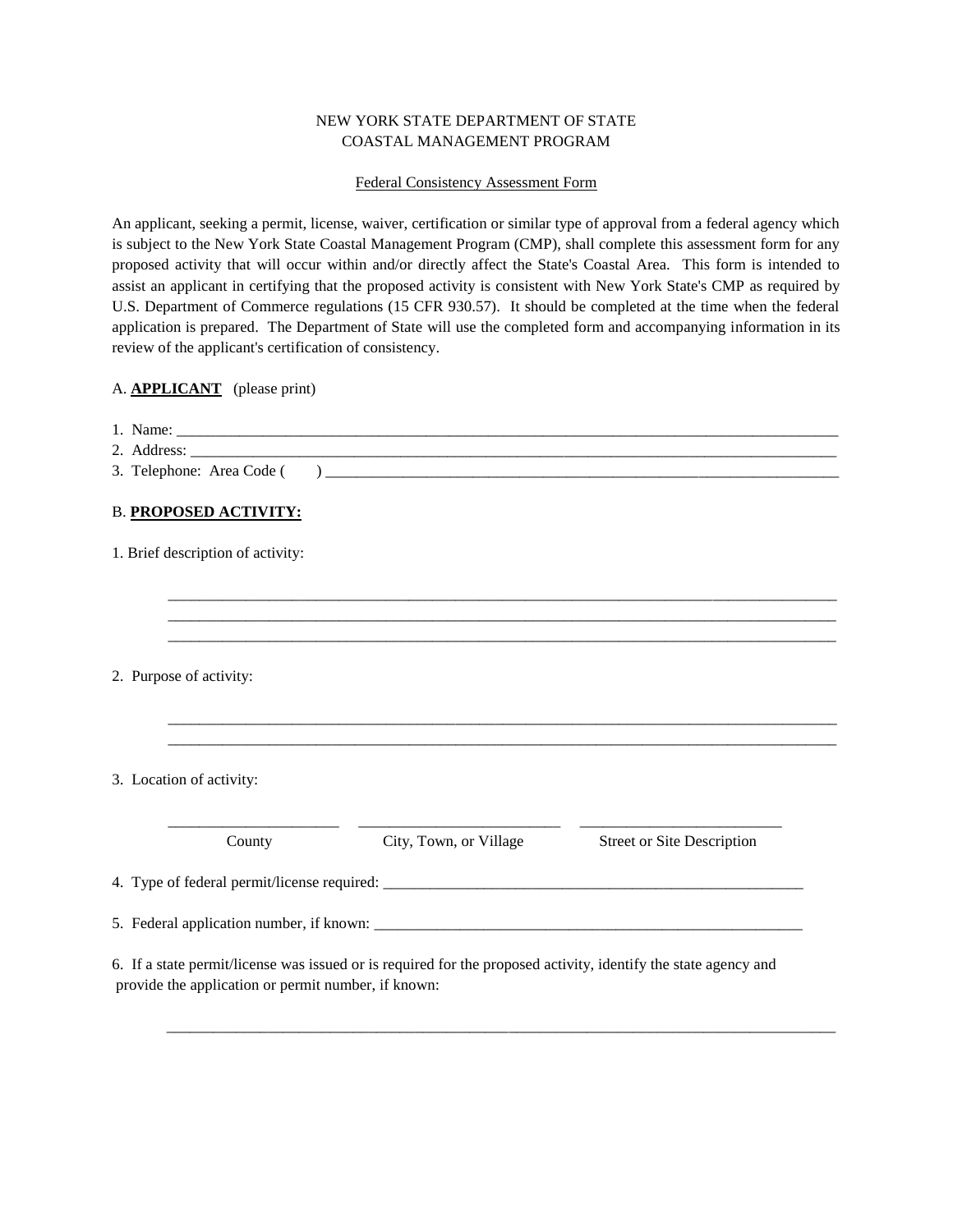NEW YORK STATE DEPARTMENT OF STATE
COASTAL MANAGEMENT PROGRAM

Federal Consistency Assessment Form

An applicant, seeking a permit, license, waiver, certification or similar type of approval from a federal agency which is subject to the New York State Coastal Management Program (CMP), shall complete this assessment form for any proposed activity that will occur within and/or directly affect the State's Coastal Area. This form is intended to assist an applicant in certifying that the proposed activity is consistent with New York State's CMP as required by U.S. Department of Commerce regulations (15 CFR 930.57). It should be completed at the time when the federal application is prepared. The Department of State will use the completed form and accompanying information in its review of the applicant's certification of consistency.

A. **APPLICANT** (please print)

1. Name: ______________________________________________________________________________
2. Address: ____________________________________________________________________________
3. Telephone: Area Code (   ) ____________________________________________________________

B. **PROPOSED ACTIVITY:**

1. Brief description of activity:

   ________________________________________________________________________________
   ________________________________________________________________________________
   ________________________________________________________________________________

2. Purpose of activity:

   ________________________________________________________________________________
   ________________________________________________________________________________

3. Location of activity:

| ______________________ | __________________________ | __________________________ |
|---|---|---|
| County | City, Town, or Village | Street or Site Description |

4. Type of federal permit/license required: ___________________________________________________

5. Federal application number, if known: ____________________________________________________

6. If a state permit/license was issued or is required for the proposed activity, identify the state agency and provide the application or permit number, if known:

   ________________________________________________________________________________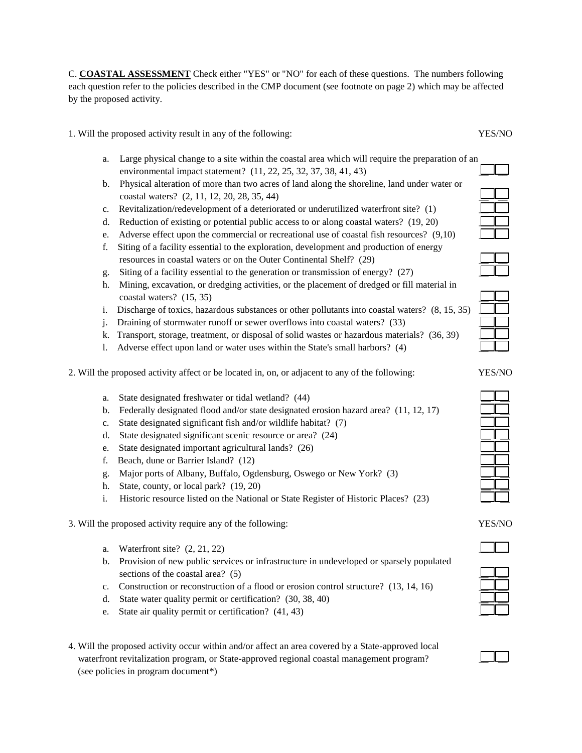C. **COASTAL ASSESSMENT** Check either "YES" or "NO" for each of these questions. The numbers following each question refer to the policies described in the CMP document (see footnote on page 2) which may be affected by the proposed activity.

1. Will the proposed activity result in any of the following: YES/NO

   a. Large physical change to a site within the coastal area which will require the preparation of an environmental impact statement? (11, 22, 25, 32, 37, 38, 41, 43) ☐ ☐
   b. Physical alteration of more than two acres of land along the shoreline, land under water or coastal waters? (2, 11, 12, 20, 28, 35, 44) ☐ ☐
   c. Revitalization/redevelopment of a deteriorated or underutilized waterfront site? (1) ☐ ☐
   d. Reduction of existing or potential public access to or along coastal waters? (19, 20) ☐ ☐
   e. Adverse effect upon the commercial or recreational use of coastal fish resources? (9,10) ☐ ☐
   f. Siting of a facility essential to the exploration, development and production of energy resources in coastal waters or on the Outer Continental Shelf? (29) ☐ ☐
   g. Siting of a facility essential to the generation or transmission of energy? (27) ☐ ☐
   h. Mining, excavation, or dredging activities, or the placement of dredged or fill material in coastal waters? (15, 35) ☐ ☐
   i. Discharge of toxics, hazardous substances or other pollutants into coastal waters? (8, 15, 35) ☐ ☐
   j. Draining of stormwater runoff or sewer overflows into coastal waters? (33) ☐ ☐
   k. Transport, storage, treatment, or disposal of solid wastes or hazardous materials? (36, 39) ☐ ☐
   l. Adverse effect upon land or water uses within the State's small harbors? (4) ☐ ☐

2. Will the proposed activity affect or be located in, on, or adjacent to any of the following: YES/NO

   a. State designated freshwater or tidal wetland? (44) ☐ ☐
   b. Federally designated flood and/or state designated erosion hazard area? (11, 12, 17) ☐ ☐
   c. State designated significant fish and/or wildlife habitat? (7) ☐ ☐
   d. State designated significant scenic resource or area? (24) ☐ ☐
   e. State designated important agricultural lands? (26) ☐ ☐
   f. Beach, dune or Barrier Island? (12) ☐ ☐
   g. Major ports of Albany, Buffalo, Ogdensburg, Oswego or New York? (3) ☐ ☐
   h. State, county, or local park? (19, 20) ☐ ☐
   i. Historic resource listed on the National or State Register of Historic Places? (23) ☐ ☐

3. Will the proposed activity require any of the following: YES/NO

   a. Waterfront site? (2, 21, 22) ☐ ☐
   b. Provision of new public services or infrastructure in undeveloped or sparsely populated sections of the coastal area? (5) ☐ ☐
   c. Construction or reconstruction of a flood or erosion control structure? (13, 14, 16) ☐ ☐
   d. State water quality permit or certification? (30, 38, 40) ☐ ☐
   e. State air quality permit or certification? (41, 43) ☐ ☐

4. Will the proposed activity occur within and/or affect an area covered by a State-approved local waterfront revitalization program, or State-approved regional coastal management program? (see policies in program document*) ☐ ☐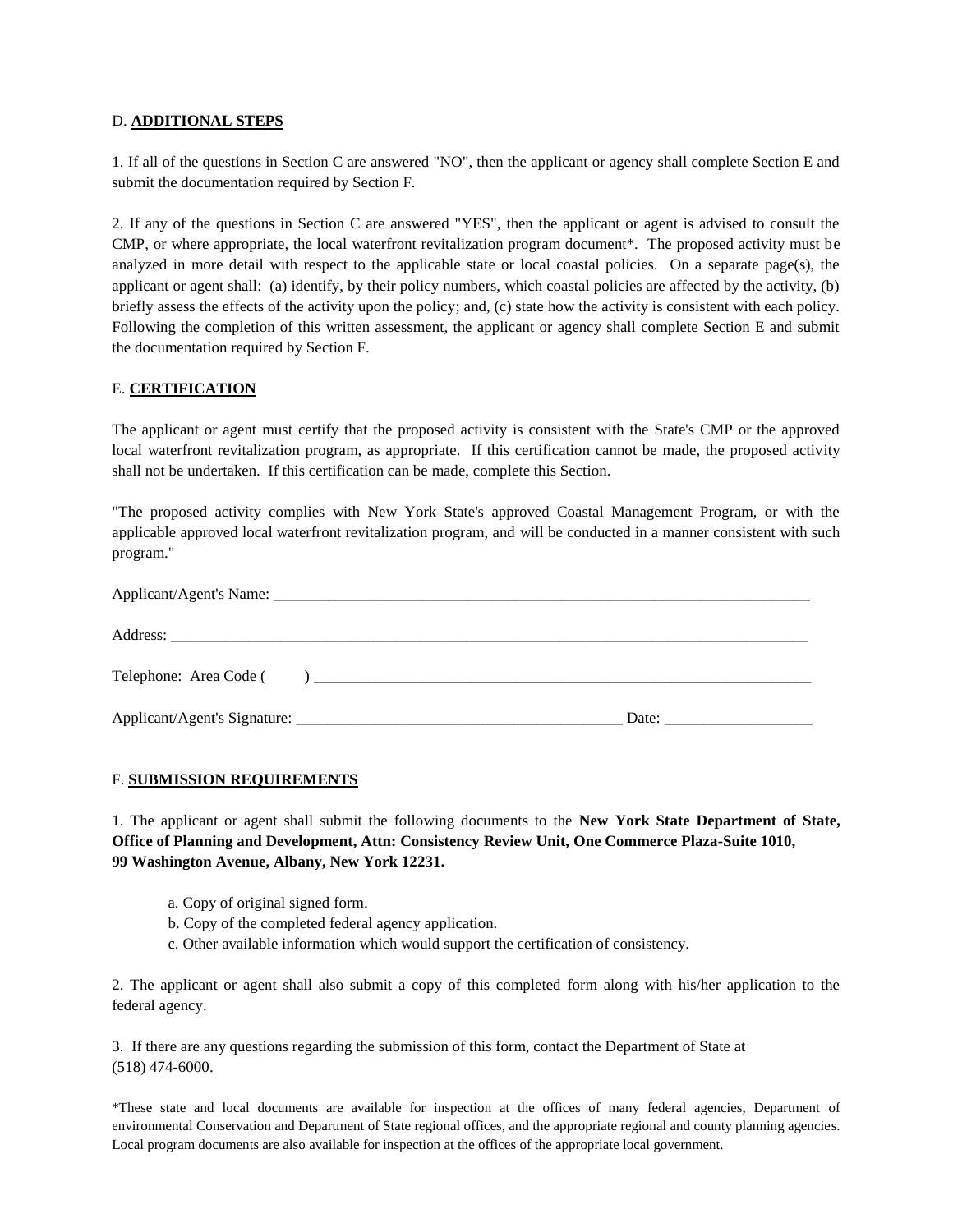D. **ADDITIONAL STEPS**

1. If all of the questions in Section C are answered "NO", then the applicant or agency shall complete Section E and submit the documentation required by Section F.

2. If any of the questions in Section C are answered "YES", then the applicant or agent is advised to consult the CMP, or where appropriate, the local waterfront revitalization program document*. The proposed activity must be analyzed in more detail with respect to the applicable state or local coastal policies. On a separate page(s), the applicant or agent shall: (a) identify, by their policy numbers, which coastal policies are affected by the activity, (b) briefly assess the effects of the activity upon the policy; and, (c) state how the activity is consistent with each policy. Following the completion of this written assessment, the applicant or agency shall complete Section E and submit the documentation required by Section F.

E. **CERTIFICATION**

The applicant or agent must certify that the proposed activity is consistent with the State's CMP or the approved local waterfront revitalization program, as appropriate. If this certification cannot be made, the proposed activity shall not be undertaken. If this certification can be made, complete this Section.

"The proposed activity complies with New York State's approved Coastal Management Program, or with the applicable approved local waterfront revitalization program, and will be conducted in a manner consistent with such program."

Applicant/Agent's Name: ___________________________________________________________________

Address: ______________________________________________________________________________

Telephone: Area Code ( ) ____________________________________________________________

Applicant/Agent's Signature: ________________________________________ Date: __________________

F. **SUBMISSION REQUIREMENTS**

1. The applicant or agent shall submit the following documents to the **New York State Department of State, Office of Planning and Development, Attn: Consistency Review Unit, One Commerce Plaza-Suite 1010, 99 Washington Avenue, Albany, New York 12231.**

a. Copy of original signed form.
b. Copy of the completed federal agency application.
c. Other available information which would support the certification of consistency.

2. The applicant or agent shall also submit a copy of this completed form along with his/her application to the federal agency.

3. If there are any questions regarding the submission of this form, contact the Department of State at (518) 474-6000.

*These state and local documents are available for inspection at the offices of many federal agencies, Department of environmental Conservation and Department of State regional offices, and the appropriate regional and county planning agencies. Local program documents are also available for inspection at the offices of the appropriate local government.